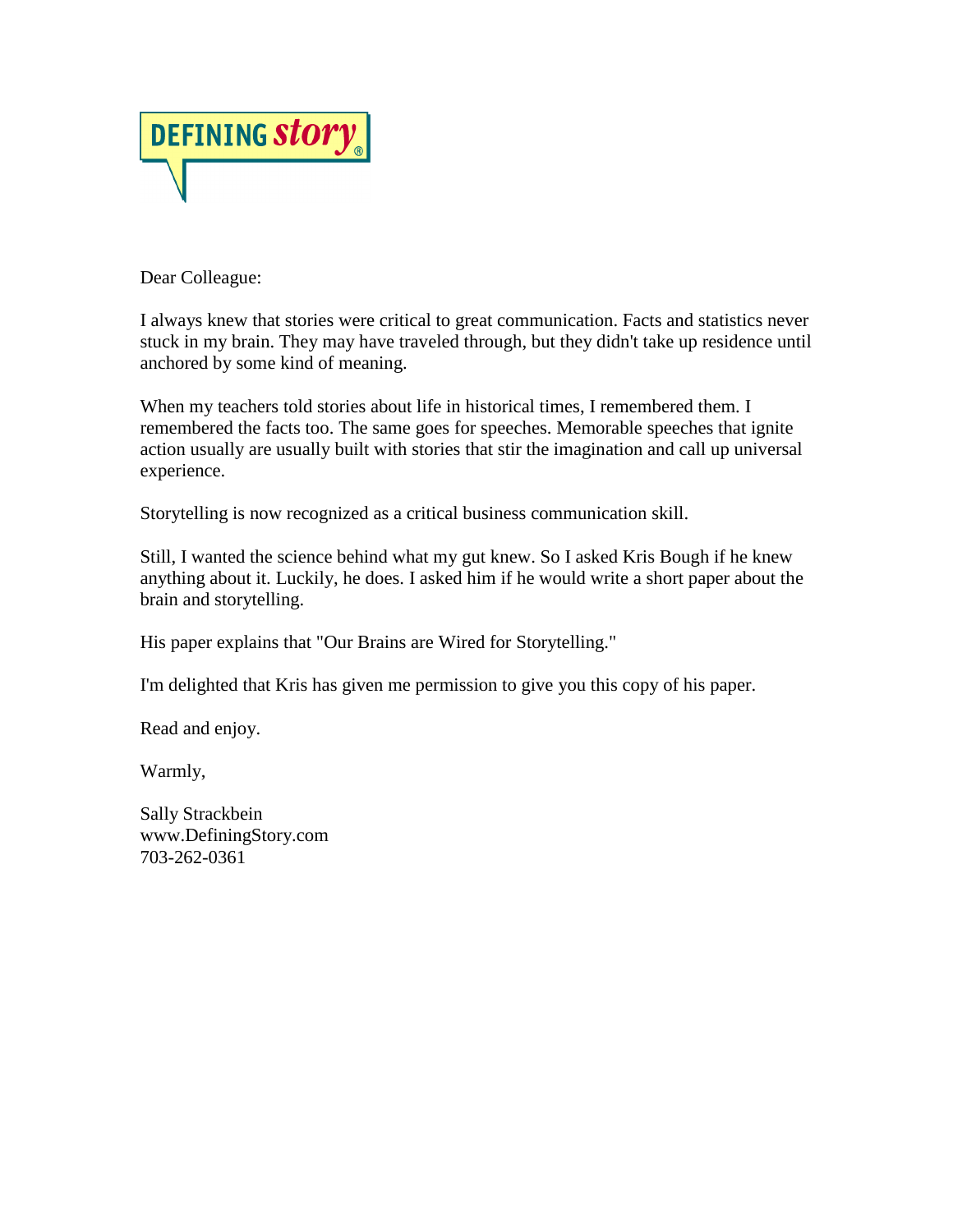DEFINING story®

Dear Colleague:

I always knew that stories were critical to great communication. Facts and statistics never stuck in my brain. They may have traveled through, but they didn't take up residence until anchored by some kind of meaning.

When my teachers told stories about life in historical times, I remembered them. I remembered the facts too. The same goes for speeches. Memorable speeches that ignite action usually are usually built with stories that stir the imagination and call up universal experience.

Storytelling is now recognized as a critical business communication skill.

Still, I wanted the science behind what my gut knew. So I asked Kris Bough if he knew anything about it. Luckily, he does. I asked him if he would write a short paper about the brain and storytelling.

His paper explains that "Our Brains are Wired for Storytelling."

I'm delighted that Kris has given me permission to give you this copy of his paper.

Read and enjoy.

Warmly,

Sally Strackbein
www.DefiningStory.com
703-262-0361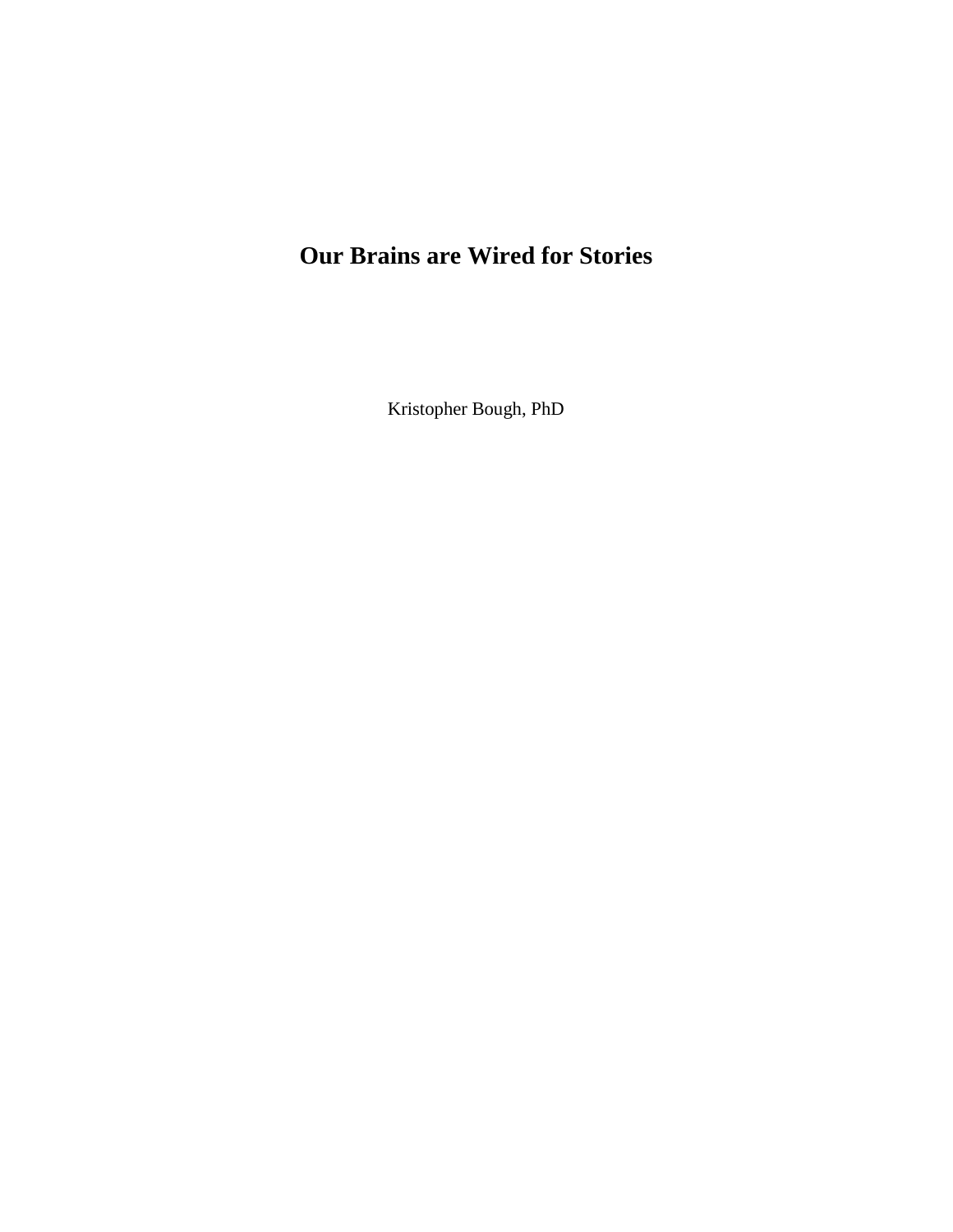# Our Brains are Wired for Stories

Kristopher Bough, PhD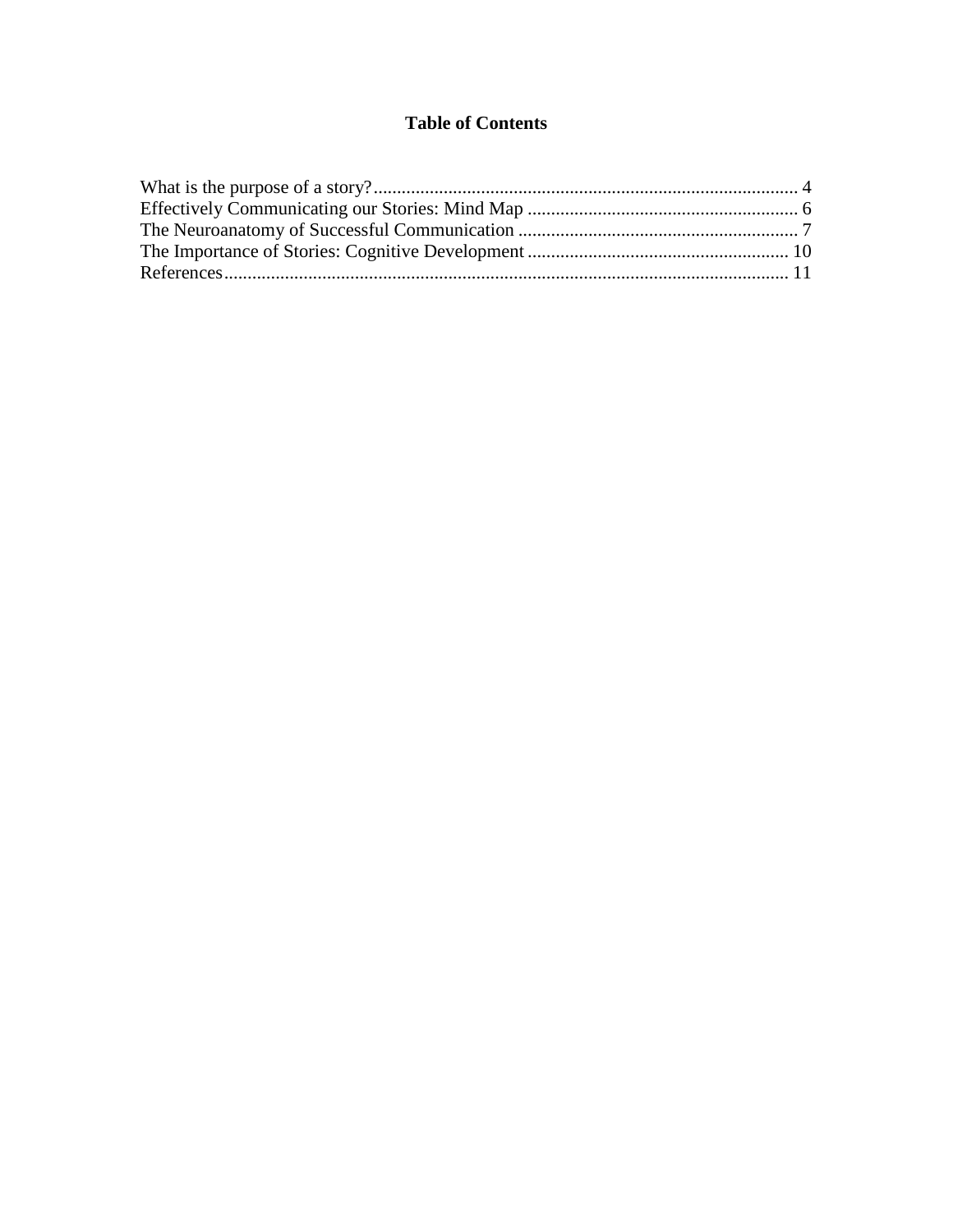# Table of Contents

What is the purpose of a story? ........................................................................................ 4
Effectively Communicating our Stories: Mind Map ......................................................... 6
The Neuroanatomy of Successful Communication ........................................................... 7
The Importance of Stories: Cognitive Development ....................................................... 10
References ....................................................................................................................... 11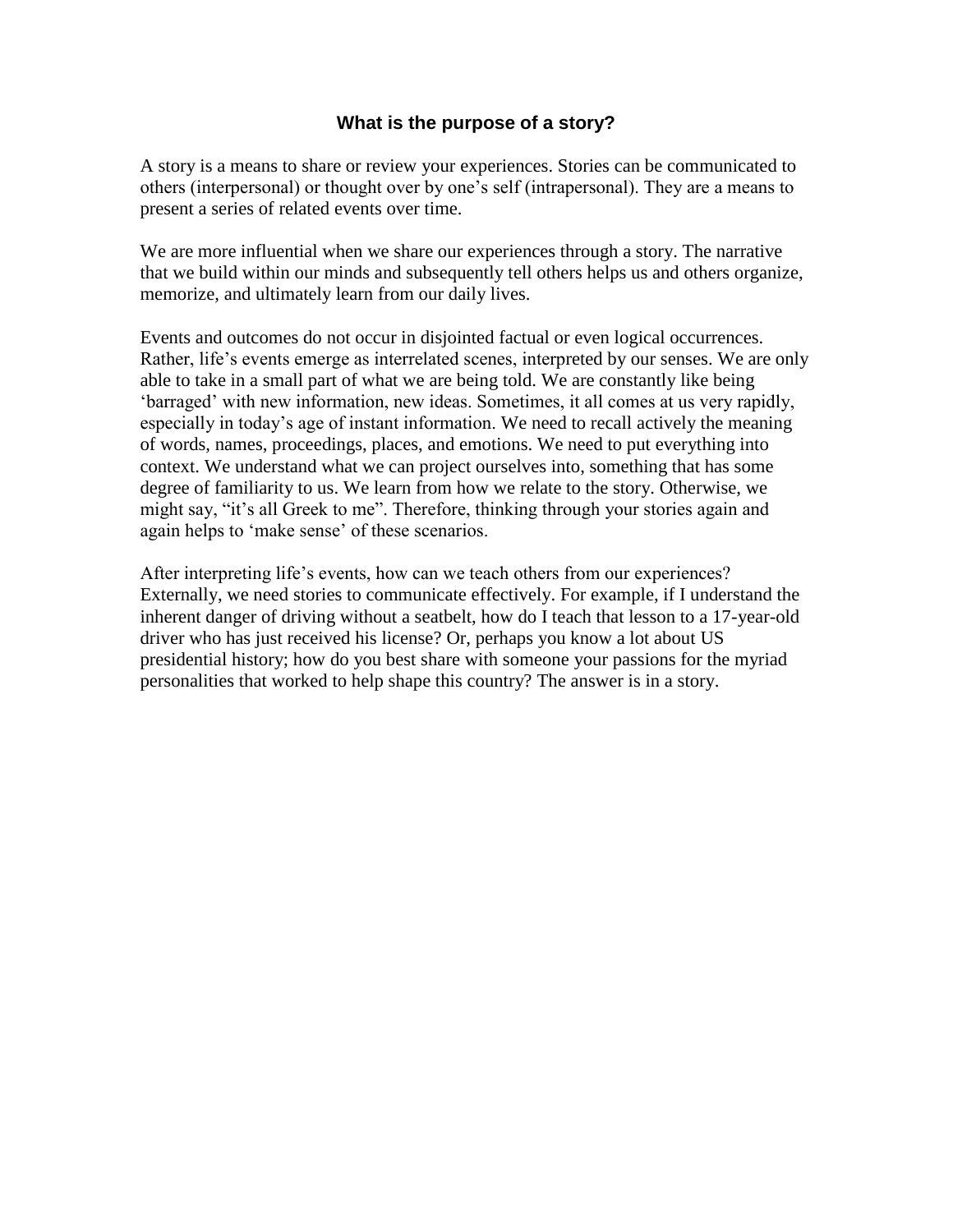## What is the purpose of a story?

A story is a means to share or review your experiences. Stories can be communicated to others (interpersonal) or thought over by one's self (intrapersonal). They are a means to present a series of related events over time.

We are more influential when we share our experiences through a story. The narrative that we build within our minds and subsequently tell others helps us and others organize, memorize, and ultimately learn from our daily lives.

Events and outcomes do not occur in disjointed factual or even logical occurrences. Rather, life's events emerge as interrelated scenes, interpreted by our senses. We are only able to take in a small part of what we are being told. We are constantly like being 'barraged' with new information, new ideas. Sometimes, it all comes at us very rapidly, especially in today's age of instant information. We need to recall actively the meaning of words, names, proceedings, places, and emotions. We need to put everything into context. We understand what we can project ourselves into, something that has some degree of familiarity to us. We learn from how we relate to the story. Otherwise, we might say, "it's all Greek to me". Therefore, thinking through your stories again and again helps to 'make sense' of these scenarios.

After interpreting life's events, how can we teach others from our experiences? Externally, we need stories to communicate effectively. For example, if I understand the inherent danger of driving without a seatbelt, how do I teach that lesson to a 17-year-old driver who has just received his license? Or, perhaps you know a lot about US presidential history; how do you best share with someone your passions for the myriad personalities that worked to help shape this country? The answer is in a story.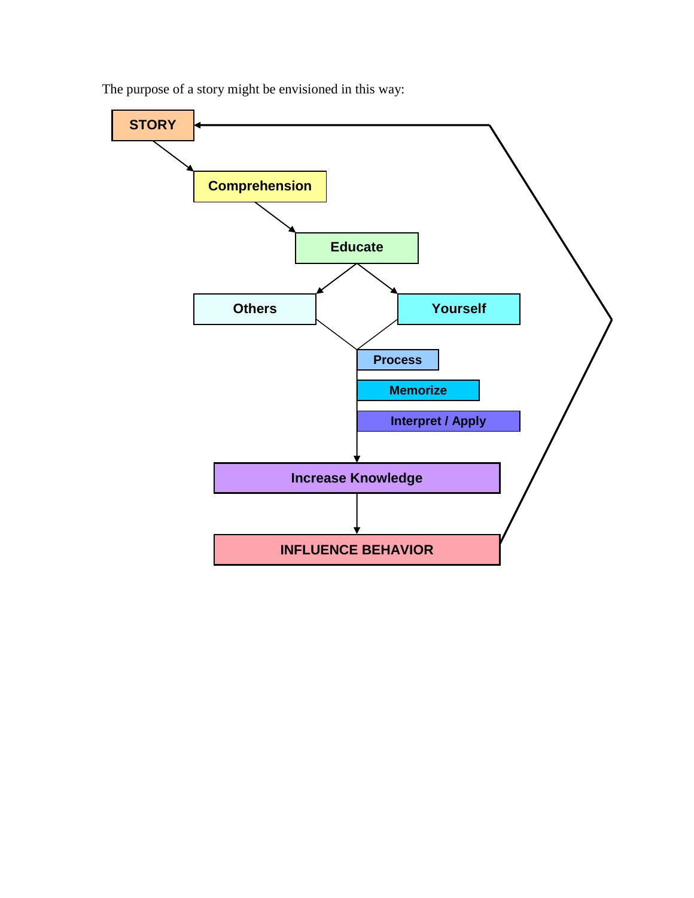The purpose of a story might be envisioned in this way:

STORY

Comprehension

Educate

Others

Yourself

Process

Memorize

Interpret / Apply

Increase Knowledge

INFLUENCE BEHAVIOR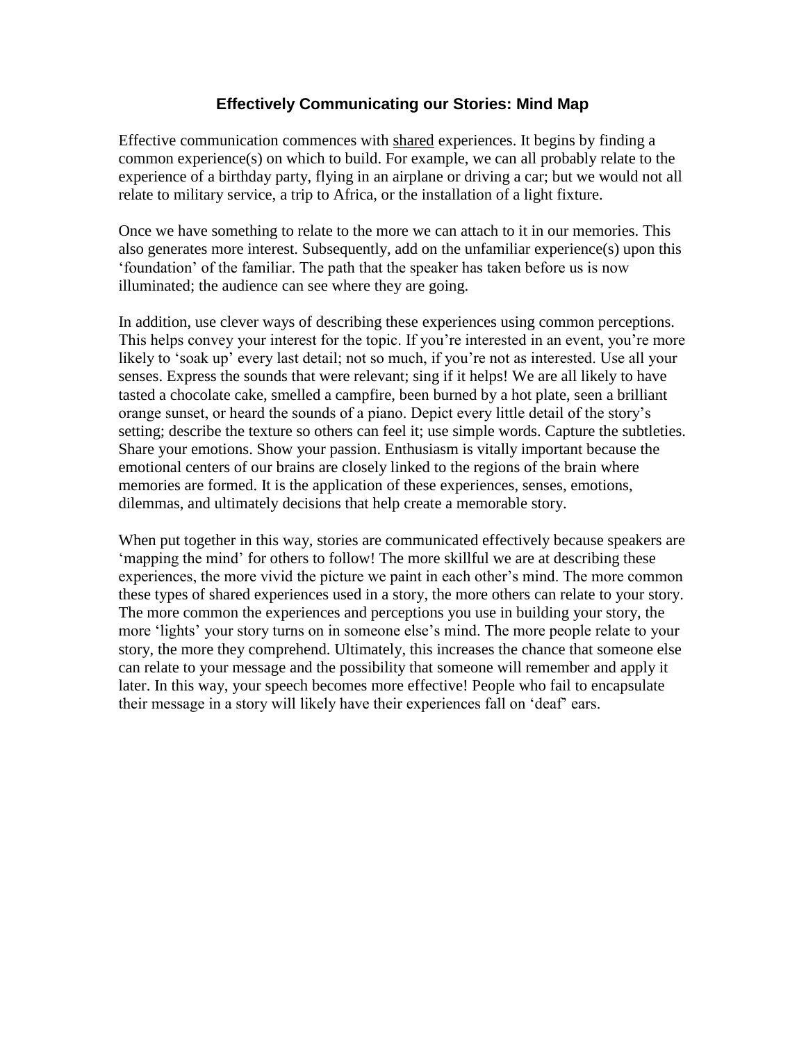## Effectively Communicating our Stories: Mind Map

Effective communication commences with <u>shared</u> experiences. It begins by finding a common experience(s) on which to build. For example, we can all probably relate to the experience of a birthday party, flying in an airplane or driving a car; but we would not all relate to military service, a trip to Africa, or the installation of a light fixture.

Once we have something to relate to the more we can attach to it in our memories. This also generates more interest. Subsequently, add on the unfamiliar experience(s) upon this 'foundation' of the familiar. The path that the speaker has taken before us is now illuminated; the audience can see where they are going.

In addition, use clever ways of describing these experiences using common perceptions. This helps convey your interest for the topic. If you're interested in an event, you're more likely to 'soak up' every last detail; not so much, if you're not as interested. Use all your senses. Express the sounds that were relevant; sing if it helps! We are all likely to have tasted a chocolate cake, smelled a campfire, been burned by a hot plate, seen a brilliant orange sunset, or heard the sounds of a piano. Depict every little detail of the story's setting; describe the texture so others can feel it; use simple words. Capture the subtleties. Share your emotions. Show your passion. Enthusiasm is vitally important because the emotional centers of our brains are closely linked to the regions of the brain where memories are formed. It is the application of these experiences, senses, emotions, dilemmas, and ultimately decisions that help create a memorable story.

When put together in this way, stories are communicated effectively because speakers are 'mapping the mind' for others to follow! The more skillful we are at describing these experiences, the more vivid the picture we paint in each other's mind. The more common these types of shared experiences used in a story, the more others can relate to your story. The more common the experiences and perceptions you use in building your story, the more 'lights' your story turns on in someone else's mind. The more people relate to your story, the more they comprehend. Ultimately, this increases the chance that someone else can relate to your message and the possibility that someone will remember and apply it later. In this way, your speech becomes more effective! People who fail to encapsulate their message in a story will likely have their experiences fall on 'deaf' ears.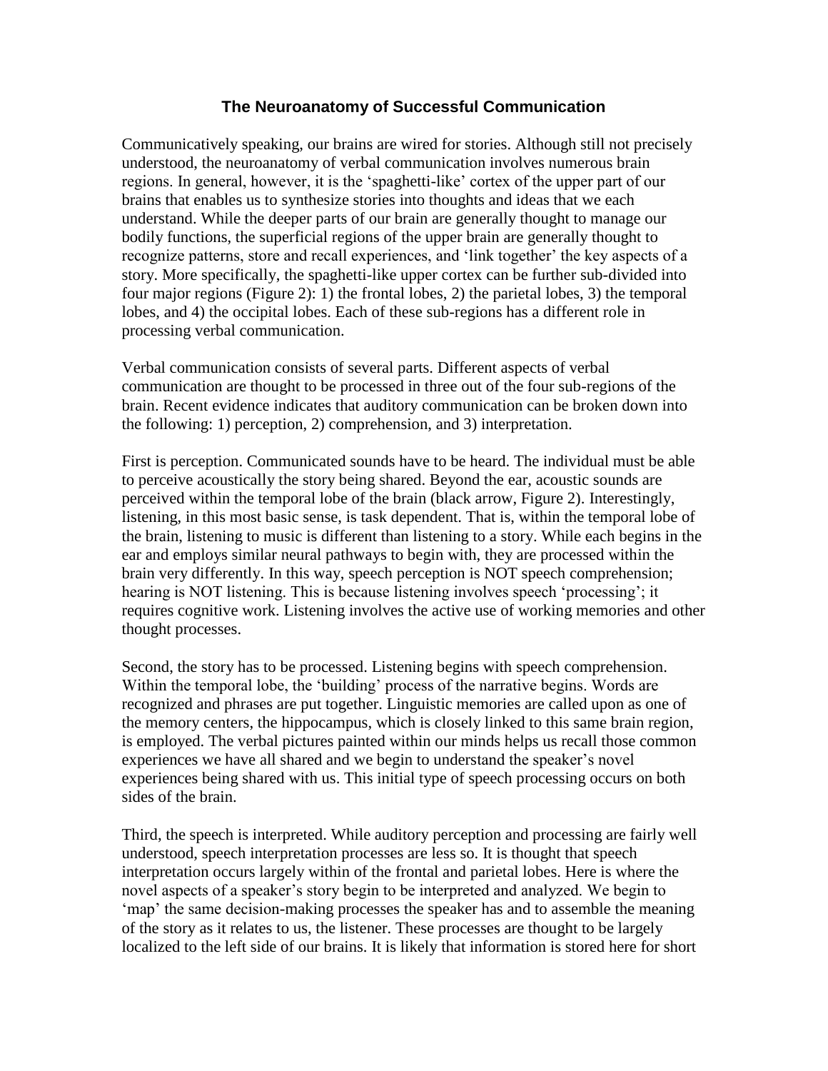## The Neuroanatomy of Successful Communication

Communicatively speaking, our brains are wired for stories. Although still not precisely understood, the neuroanatomy of verbal communication involves numerous brain regions. In general, however, it is the 'spaghetti-like' cortex of the upper part of our brains that enables us to synthesize stories into thoughts and ideas that we each understand. While the deeper parts of our brain are generally thought to manage our bodily functions, the superficial regions of the upper brain are generally thought to recognize patterns, store and recall experiences, and 'link together' the key aspects of a story. More specifically, the spaghetti-like upper cortex can be further sub-divided into four major regions (Figure 2): 1) the frontal lobes, 2) the parietal lobes, 3) the temporal lobes, and 4) the occipital lobes. Each of these sub-regions has a different role in processing verbal communication.

Verbal communication consists of several parts. Different aspects of verbal communication are thought to be processed in three out of the four sub-regions of the brain. Recent evidence indicates that auditory communication can be broken down into the following: 1) perception, 2) comprehension, and 3) interpretation.

First is perception. Communicated sounds have to be heard. The individual must be able to perceive acoustically the story being shared. Beyond the ear, acoustic sounds are perceived within the temporal lobe of the brain (black arrow, Figure 2). Interestingly, listening, in this most basic sense, is task dependent. That is, within the temporal lobe of the brain, listening to music is different than listening to a story. While each begins in the ear and employs similar neural pathways to begin with, they are processed within the brain very differently. In this way, speech perception is NOT speech comprehension; hearing is NOT listening. This is because listening involves speech 'processing'; it requires cognitive work. Listening involves the active use of working memories and other thought processes.

Second, the story has to be processed. Listening begins with speech comprehension. Within the temporal lobe, the 'building' process of the narrative begins. Words are recognized and phrases are put together. Linguistic memories are called upon as one of the memory centers, the hippocampus, which is closely linked to this same brain region, is employed. The verbal pictures painted within our minds helps us recall those common experiences we have all shared and we begin to understand the speaker's novel experiences being shared with us. This initial type of speech processing occurs on both sides of the brain.

Third, the speech is interpreted. While auditory perception and processing are fairly well understood, speech interpretation processes are less so. It is thought that speech interpretation occurs largely within of the frontal and parietal lobes. Here is where the novel aspects of a speaker's story begin to be interpreted and analyzed. We begin to 'map' the same decision-making processes the speaker has and to assemble the meaning of the story as it relates to us, the listener. These processes are thought to be largely localized to the left side of our brains. It is likely that information is stored here for short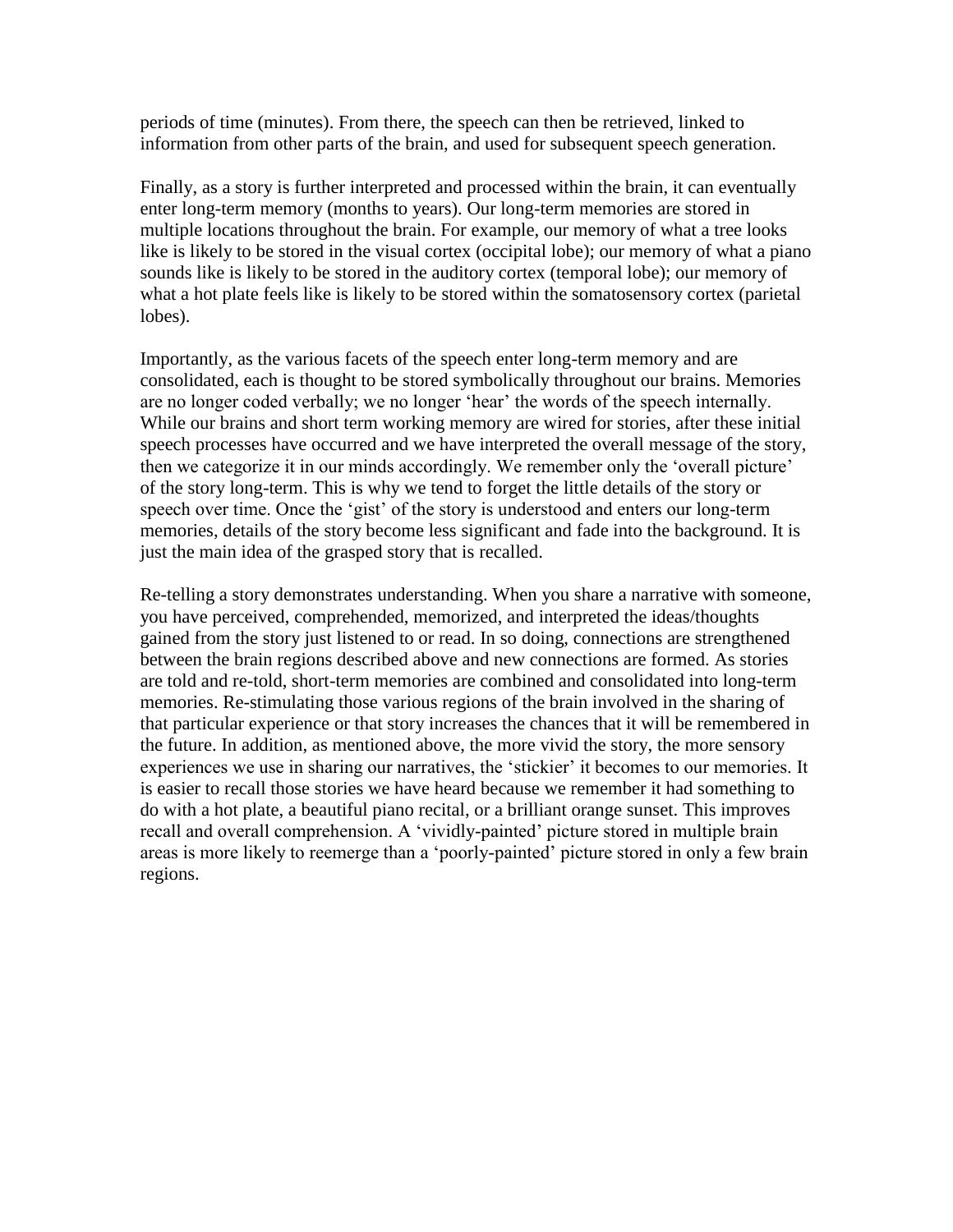periods of time (minutes). From there, the speech can then be retrieved, linked to information from other parts of the brain, and used for subsequent speech generation.

Finally, as a story is further interpreted and processed within the brain, it can eventually enter long-term memory (months to years). Our long-term memories are stored in multiple locations throughout the brain. For example, our memory of what a tree looks like is likely to be stored in the visual cortex (occipital lobe); our memory of what a piano sounds like is likely to be stored in the auditory cortex (temporal lobe); our memory of what a hot plate feels like is likely to be stored within the somatosensory cortex (parietal lobes).

Importantly, as the various facets of the speech enter long-term memory and are consolidated, each is thought to be stored symbolically throughout our brains. Memories are no longer coded verbally; we no longer 'hear' the words of the speech internally. While our brains and short term working memory are wired for stories, after these initial speech processes have occurred and we have interpreted the overall message of the story, then we categorize it in our minds accordingly. We remember only the 'overall picture' of the story long-term. This is why we tend to forget the little details of the story or speech over time. Once the 'gist' of the story is understood and enters our long-term memories, details of the story become less significant and fade into the background. It is just the main idea of the grasped story that is recalled.

Re-telling a story demonstrates understanding. When you share a narrative with someone, you have perceived, comprehended, memorized, and interpreted the ideas/thoughts gained from the story just listened to or read. In so doing, connections are strengthened between the brain regions described above and new connections are formed. As stories are told and re-told, short-term memories are combined and consolidated into long-term memories. Re-stimulating those various regions of the brain involved in the sharing of that particular experience or that story increases the chances that it will be remembered in the future. In addition, as mentioned above, the more vivid the story, the more sensory experiences we use in sharing our narratives, the 'stickier' it becomes to our memories. It is easier to recall those stories we have heard because we remember it had something to do with a hot plate, a beautiful piano recital, or a brilliant orange sunset. This improves recall and overall comprehension. A 'vividly-painted' picture stored in multiple brain areas is more likely to reemerge than a 'poorly-painted' picture stored in only a few brain regions.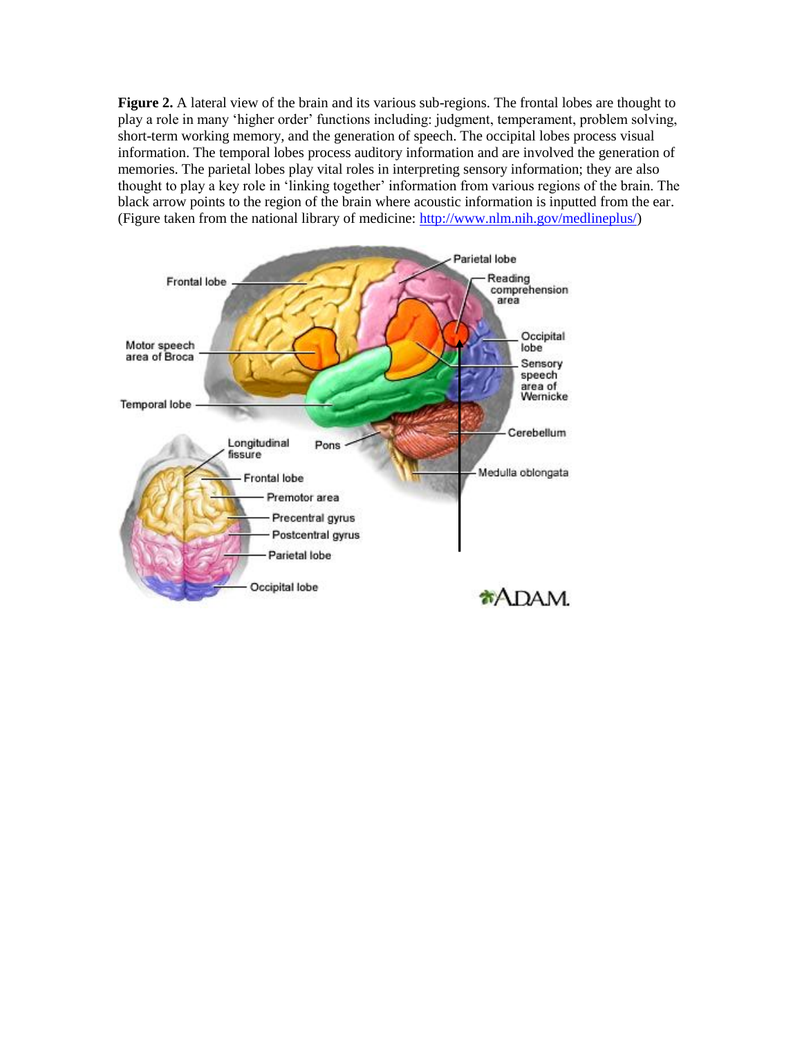**Figure 2.** A lateral view of the brain and its various sub-regions. The frontal lobes are thought to play a role in many 'higher order' functions including: judgment, temperament, problem solving, short-term working memory, and the generation of speech. The occipital lobes process visual information. The temporal lobes process auditory information and are involved the generation of memories. The parietal lobes play vital roles in interpreting sensory information; they are also thought to play a key role in 'linking together' information from various regions of the brain. The black arrow points to the region of the brain where acoustic information is inputted from the ear. (Figure taken from the national library of medicine: [http://www.nlm.nih.gov/medlineplus/](http://www.nlm.nih.gov/medlineplus/))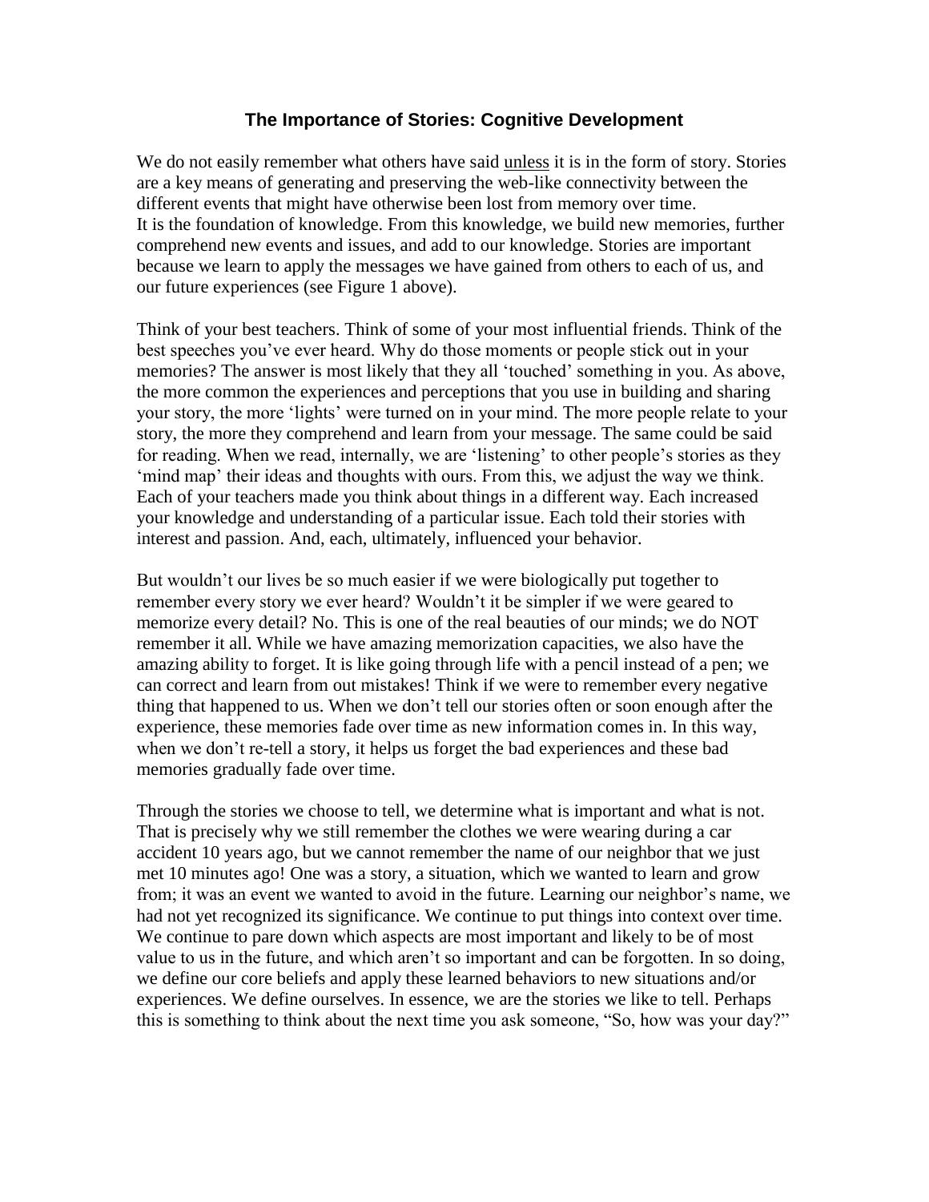## The Importance of Stories: Cognitive Development

We do not easily remember what others have said <u>unless</u> it is in the form of story. Stories are a key means of generating and preserving the web-like connectivity between the different events that might have otherwise been lost from memory over time.
It is the foundation of knowledge. From this knowledge, we build new memories, further comprehend new events and issues, and add to our knowledge. Stories are important because we learn to apply the messages we have gained from others to each of us, and our future experiences (see Figure 1 above).

Think of your best teachers. Think of some of your most influential friends. Think of the best speeches you've ever heard. Why do those moments or people stick out in your memories? The answer is most likely that they all 'touched' something in you. As above, the more common the experiences and perceptions that you use in building and sharing your story, the more 'lights' were turned on in your mind. The more people relate to your story, the more they comprehend and learn from your message. The same could be said for reading. When we read, internally, we are 'listening' to other people's stories as they 'mind map' their ideas and thoughts with ours. From this, we adjust the way we think. Each of your teachers made you think about things in a different way. Each increased your knowledge and understanding of a particular issue. Each told their stories with interest and passion. And, each, ultimately, influenced your behavior.

But wouldn't our lives be so much easier if we were biologically put together to remember every story we ever heard? Wouldn't it be simpler if we were geared to memorize every detail? No. This is one of the real beauties of our minds; we do NOT remember it all. While we have amazing memorization capacities, we also have the amazing ability to forget. It is like going through life with a pencil instead of a pen; we can correct and learn from out mistakes! Think if we were to remember every negative thing that happened to us. When we don't tell our stories often or soon enough after the experience, these memories fade over time as new information comes in. In this way, when we don't re-tell a story, it helps us forget the bad experiences and these bad memories gradually fade over time.

Through the stories we choose to tell, we determine what is important and what is not. That is precisely why we still remember the clothes we were wearing during a car accident 10 years ago, but we cannot remember the name of our neighbor that we just met 10 minutes ago! One was a story, a situation, which we wanted to learn and grow from; it was an event we wanted to avoid in the future. Learning our neighbor's name, we had not yet recognized its significance. We continue to put things into context over time. We continue to pare down which aspects are most important and likely to be of most value to us in the future, and which aren't so important and can be forgotten. In so doing, we define our core beliefs and apply these learned behaviors to new situations and/or experiences. We define ourselves. In essence, we are the stories we like to tell. Perhaps this is something to think about the next time you ask someone, "So, how was your day?"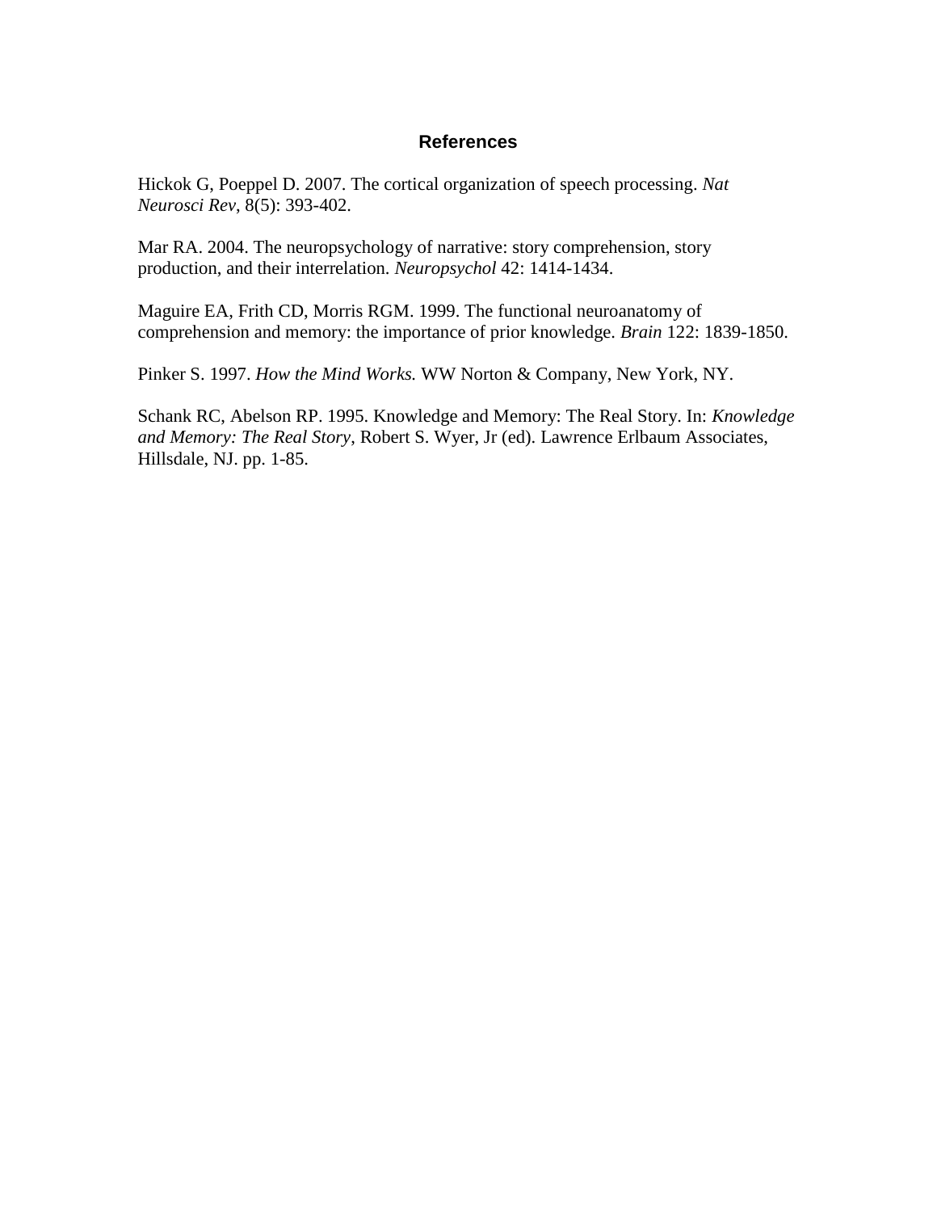## References

Hickok G, Poeppel D. 2007. The cortical organization of speech processing. *Nat Neurosci Rev*, 8(5): 393-402.

Mar RA. 2004. The neuropsychology of narrative: story comprehension, story production, and their interrelation. *Neuropsychol* 42: 1414-1434.

Maguire EA, Frith CD, Morris RGM. 1999. The functional neuroanatomy of comprehension and memory: the importance of prior knowledge. *Brain* 122: 1839-1850.

Pinker S. 1997. *How the Mind Works.* WW Norton & Company, New York, NY.

Schank RC, Abelson RP. 1995. Knowledge and Memory: The Real Story. In: *Knowledge and Memory: The Real Story*, Robert S. Wyer, Jr (ed). Lawrence Erlbaum Associates, Hillsdale, NJ. pp. 1-85.